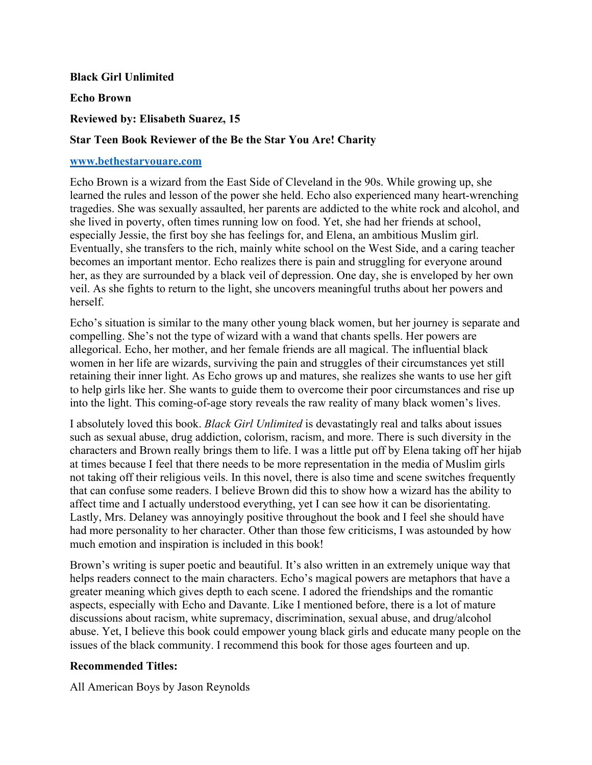**Black Girl Unlimited**

**Echo Brown**

**Reviewed by: Elisabeth Suarez, 15**

**Star Teen Book Reviewer of the Be the Star You Are! Charity**

**[www.bethestaryouare.com](http://www.bethestaryouare.com)**

Echo Brown is a wizard from the East Side of Cleveland in the 90s. While growing up, she learned the rules and lesson of the power she held. Echo also experienced many heart-wrenching tragedies. She was sexually assaulted, her parents are addicted to the white rock and alcohol, and she lived in poverty, often times running low on food. Yet, she had her friends at school, especially Jessie, the first boy she has feelings for, and Elena, an ambitious Muslim girl. Eventually, she transfers to the rich, mainly white school on the West Side, and a caring teacher becomes an important mentor. Echo realizes there is pain and struggling for everyone around her, as they are surrounded by a black veil of depression. One day, she is enveloped by her own veil. As she fights to return to the light, she uncovers meaningful truths about her powers and herself.

Echo's situation is similar to the many other young black women, but her journey is separate and compelling. She's not the type of wizard with a wand that chants spells. Her powers are allegorical. Echo, her mother, and her female friends are all magical. The influential black women in her life are wizards, surviving the pain and struggles of their circumstances yet still retaining their inner light. As Echo grows up and matures, she realizes she wants to use her gift to help girls like her. She wants to guide them to overcome their poor circumstances and rise up into the light. This coming-of-age story reveals the raw reality of many black women's lives.

I absolutely loved this book. *Black Girl Unlimited* is devastatingly real and talks about issues such as sexual abuse, drug addiction, colorism, racism, and more. There is such diversity in the characters and Brown really brings them to life. I was a little put off by Elena taking off her hijab at times because I feel that there needs to be more representation in the media of Muslim girls not taking off their religious veils. In this novel, there is also time and scene switches frequently that can confuse some readers. I believe Brown did this to show how a wizard has the ability to affect time and I actually understood everything, yet I can see how it can be disorientating. Lastly, Mrs. Delaney was annoyingly positive throughout the book and I feel she should have had more personality to her character. Other than those few criticisms, I was astounded by how much emotion and inspiration is included in this book!

Brown's writing is super poetic and beautiful. It's also written in an extremely unique way that helps readers connect to the main characters. Echo's magical powers are metaphors that have a greater meaning which gives depth to each scene. I adored the friendships and the romantic aspects, especially with Echo and Davante. Like I mentioned before, there is a lot of mature discussions about racism, white supremacy, discrimination, sexual abuse, and drug/alcohol abuse. Yet, I believe this book could empower young black girls and educate many people on the issues of the black community. I recommend this book for those ages fourteen and up.

**Recommended Titles:**

All American Boys by Jason Reynolds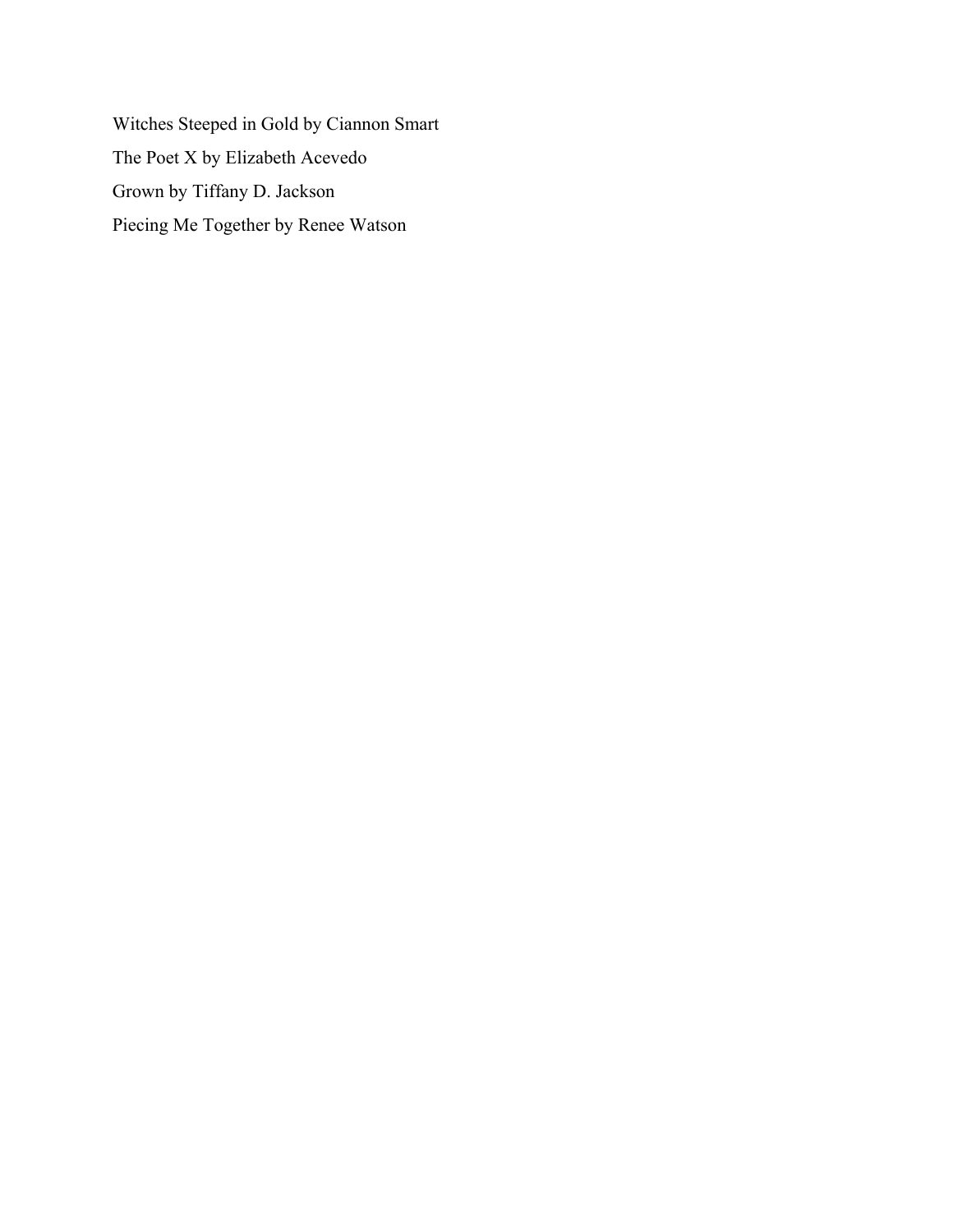Witches Steeped in Gold by Ciannon Smart

The Poet X by Elizabeth Acevedo

Grown by Tiffany D. Jackson

Piecing Me Together by Renee Watson